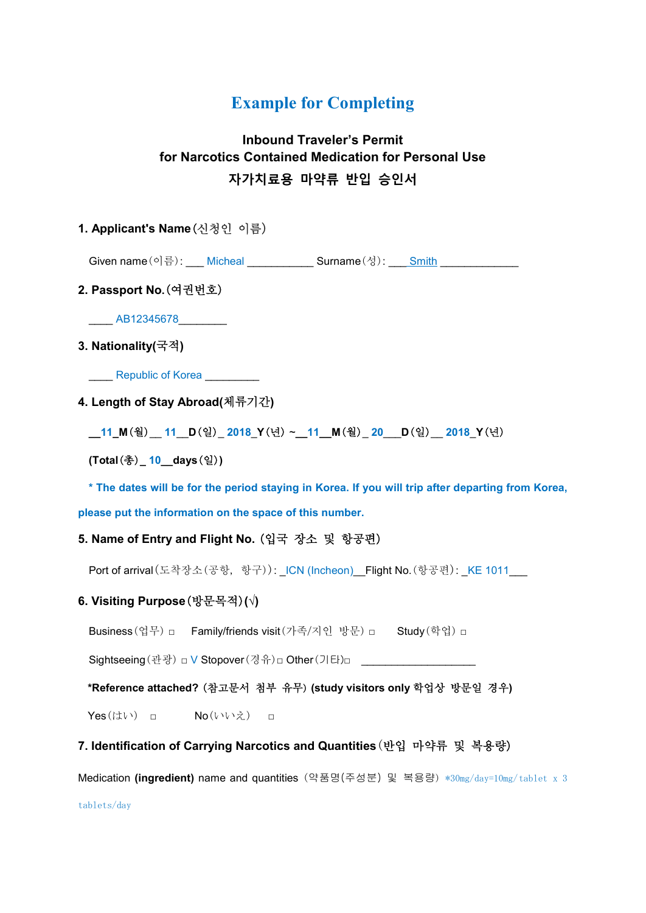# Example for Completing

## Inbound Traveler's Permit for Narcotics Contained Medication for Personal Use

## 자가치료용 마약류 반입 승인서

**1. Applicant's Name**(신청인 이름)

Given name(이름): ___ Micheal ___________ Surname(성): ___Smith _____________

**2. Passport No.**(여권번호)

____ AB12345678________

**3. Nationality(국적)**

____ Republic of Korea _________

**4. Length of Stay Abroad(체류기간)**

**__11_M(월)__ 11__D(일)_ 2018_Y(년) ~__11__M(월)_ 20___D(일)__ 2018_Y(년)**

**(Total(총)_ 10__days(일))**

**\* The dates will be for the period staying in Korea. If you will trip after departing from Korea, please put the information on the space of this number.**

**5. Name of Entry and Flight No.** (입국 장소 및 항공편)

Port of arrival(도착장소(공항, 항구)): _ICN (Incheon)__Flight No.(항공편): _KE 1011___

**6. Visiting Purpose**(방문목적)(√)

Business(업무) □ Family/friends visit(가족/지인 방문) □ Study(학업) □

Sightseeing(관광) □ V Stopover(경유) □ Other(기타)□ ___________________

**\*Reference attached?** (참고문서 첨부 유무) **(study visitors only 학업상 방문일 경우)**

Yes(はい) □ No(いいえ) □

**7. Identification of Carrying Narcotics and Quantities**(반입 마약류 및 복용량)

Medication **(ingredient)** name and quantities (약품명(주성분) 및 복용량) *30mg/day=10mg/tablet x 3 tablets/day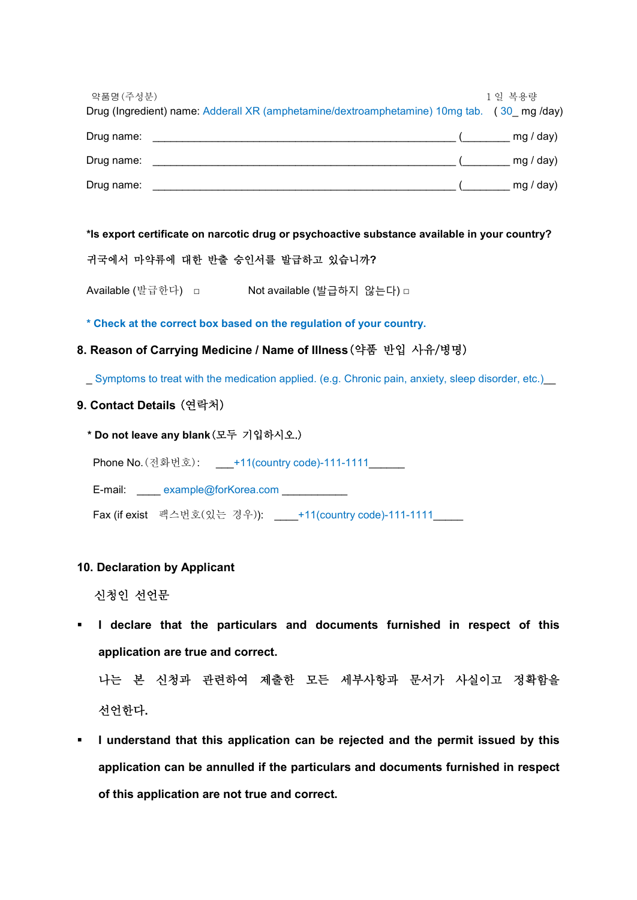약품명(주성분) 1일 복용량

Drug (Ingredient) name: Adderall XR (amphetamine/dextroamphetamine) 10mg tab. ( 30_ mg /day)

Drug name: ______________________________________________________ (________ mg / day)

Drug name: ______________________________________________________ (________ mg / day)

Drug name: ______________________________________________________ (________ mg / day)

**\*Is export certificate on narcotic drug or psychoactive substance available in your country?**

**귀국에서 마약류에 대한 반출 승인서를 발급하고 있습니까?**

Available (발급한다) □ Not available (발급하지 않는다) □

**\* Check at the correct box based on the regulation of your country.**

### 8. Reason of Carrying Medicine / Name of Illness (약품 반입 사유/병명)

_ Symptoms to treat with the medication applied. (e.g. Chronic pain, anxiety, sleep disorder, etc.)__

### 9. Contact Details (연락처)

**\* Do not leave any blank** (모두 기입하시오.)

Phone No. (전화번호): ___+11(country code)-111-1111______

E-mail: ____ example@forKorea.com ___________

Fax (if exist 팩스번호(있는 경우)): ____+11(country code)-111-1111_____

### 10. Declaration by Applicant

신청인 선언문

- **I declare that the particulars and documents furnished in respect of this application are true and correct.**

  나는 본 신청과 관련하여 제출한 모든 세부사항과 문서가 사실이고 정확함을 선언한다.

- **I understand that this application can be rejected and the permit issued by this application can be annulled if the particulars and documents furnished in respect of this application are not true and correct.**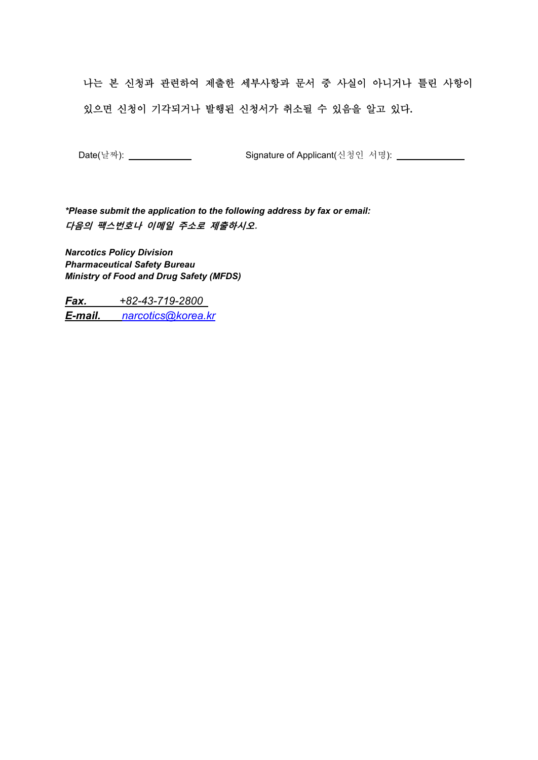나는 본 신청과 관련하여 제출한 세부사항과 문서 중 사실이 아니거나 틀린 사항이 있으면 신청이 기각되거나 발행된 신청서가 취소될 수 있음을 알고 있다.

Date(날짜): ____________          Signature of Applicant(신청인 서명): ____________

***Please submit the application to the following address by fax or email:***
***다음의 팩스번호나 이메일 주소로 제출하시오.***

***Narcotics Policy Division***
***Pharmaceutical Safety Bureau***
***Ministry of Food and Drug Safety (MFDS)***

***Fax.*** *+82-43-719-2800*
***E-mail.*** *narcotics@korea.kr*